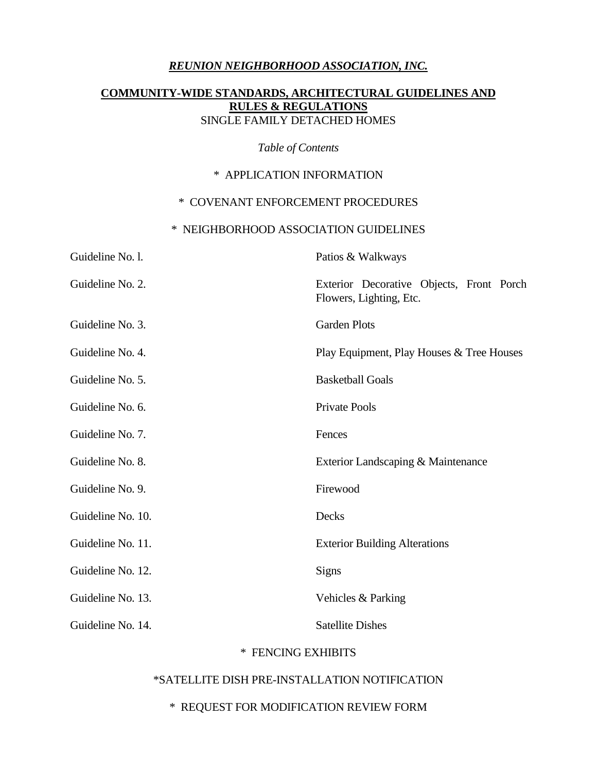***REUNION NEIGHBORHOOD ASSOCIATION, INC.***

# COMMUNITY-WIDE STANDARDS, ARCHITECTURAL GUIDELINES AND RULES & REGULATIONS

SINGLE FAMILY DETACHED HOMES

*Table of Contents*

* APPLICATION INFORMATION

* COVENANT ENFORCEMENT PROCEDURES

* NEIGHBORHOOD ASSOCIATION GUIDELINES

| | |
|---|---|
| Guideline No. l. | Patios & Walkways |
| Guideline No. 2. | Exterior Decorative Objects, Front Porch Flowers, Lighting, Etc. |
| Guideline No. 3. | Garden Plots |
| Guideline No. 4. | Play Equipment, Play Houses & Tree Houses |
| Guideline No. 5. | Basketball Goals |
| Guideline No. 6. | Private Pools |
| Guideline No. 7. | Fences |
| Guideline No. 8. | Exterior Landscaping & Maintenance |
| Guideline No. 9. | Firewood |
| Guideline No. 10. | Decks |
| Guideline No. 11. | Exterior Building Alterations |
| Guideline No. 12. | Signs |
| Guideline No. 13. | Vehicles & Parking |
| Guideline No. 14. | Satellite Dishes |

* FENCING EXHIBITS

*SATELLITE DISH PRE-INSTALLATION NOTIFICATION

* REQUEST FOR MODIFICATION REVIEW FORM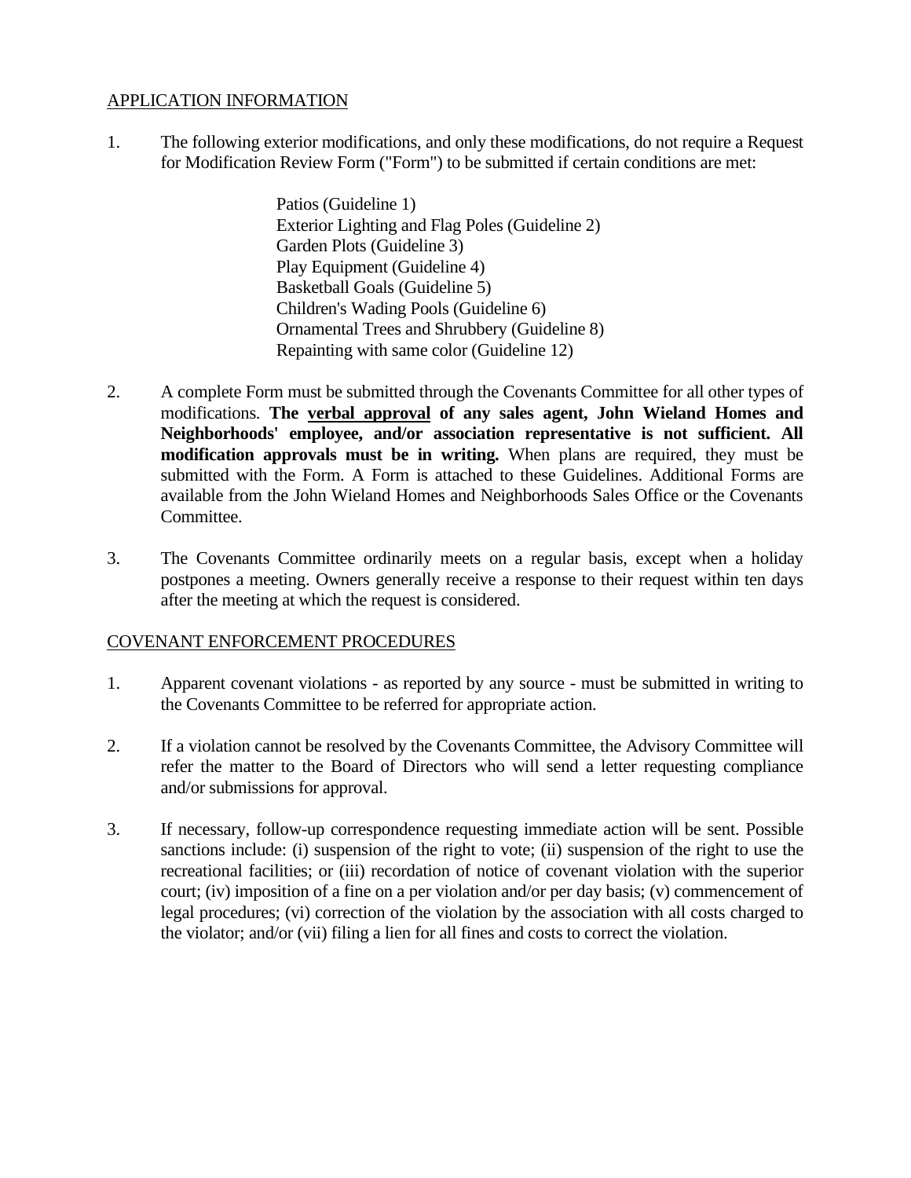## APPLICATION INFORMATION

1. The following exterior modifications, and only these modifications, do not require a Request for Modification Review Form ("Form") to be submitted if certain conditions are met:

   Patios (Guideline 1)
   Exterior Lighting and Flag Poles (Guideline 2)
   Garden Plots (Guideline 3)
   Play Equipment (Guideline 4)
   Basketball Goals (Guideline 5)
   Children's Wading Pools (Guideline 6)
   Ornamental Trees and Shrubbery (Guideline 8)
   Repainting with same color (Guideline 12)

2. A complete Form must be submitted through the Covenants Committee for all other types of modifications. **The verbal approval of any sales agent, John Wieland Homes and Neighborhoods' employee, and/or association representative is not sufficient. All modification approvals must be in writing.** When plans are required, they must be submitted with the Form. A Form is attached to these Guidelines. Additional Forms are available from the John Wieland Homes and Neighborhoods Sales Office or the Covenants Committee.

3. The Covenants Committee ordinarily meets on a regular basis, except when a holiday postpones a meeting. Owners generally receive a response to their request within ten days after the meeting at which the request is considered.

## COVENANT ENFORCEMENT PROCEDURES

1. Apparent covenant violations - as reported by any source - must be submitted in writing to the Covenants Committee to be referred for appropriate action.

2. If a violation cannot be resolved by the Covenants Committee, the Advisory Committee will refer the matter to the Board of Directors who will send a letter requesting compliance and/or submissions for approval.

3. If necessary, follow-up correspondence requesting immediate action will be sent. Possible sanctions include: (i) suspension of the right to vote; (ii) suspension of the right to use the recreational facilities; or (iii) recordation of notice of covenant violation with the superior court; (iv) imposition of a fine on a per violation and/or per day basis; (v) commencement of legal procedures; (vi) correction of the violation by the association with all costs charged to the violator; and/or (vii) filing a lien for all fines and costs to correct the violation.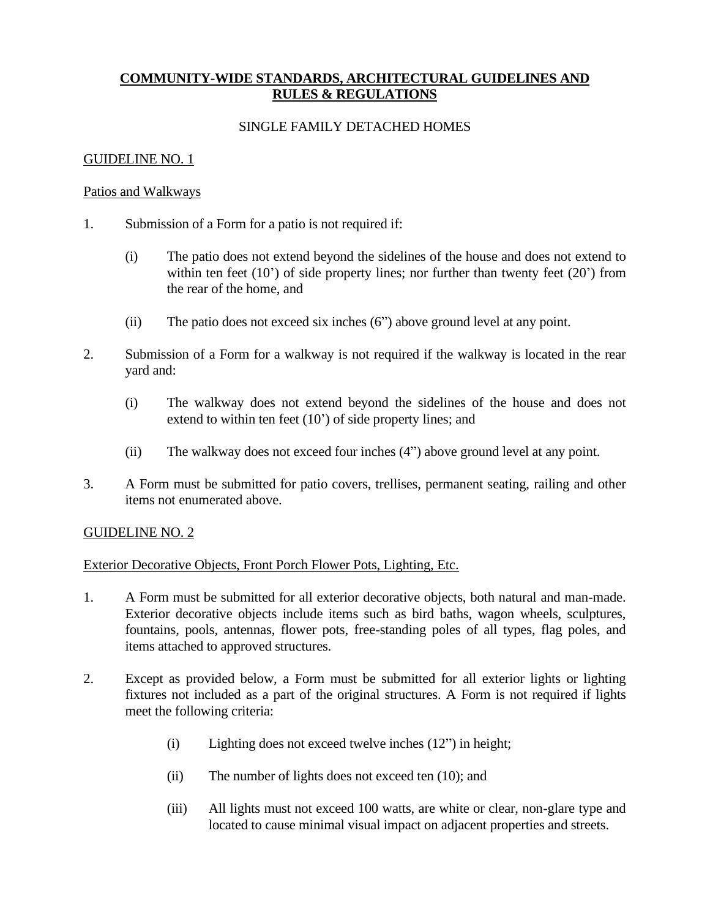# COMMUNITY-WIDE STANDARDS, ARCHITECTURAL GUIDELINES AND RULES & REGULATIONS

SINGLE FAMILY DETACHED HOMES

## GUIDELINE NO. 1

### Patios and Walkways

1. Submission of a Form for a patio is not required if:

   (i) The patio does not extend beyond the sidelines of the house and does not extend to within ten feet (10') of side property lines; nor further than twenty feet (20') from the rear of the home, and

   (ii) The patio does not exceed six inches (6") above ground level at any point.

2. Submission of a Form for a walkway is not required if the walkway is located in the rear yard and:

   (i) The walkway does not extend beyond the sidelines of the house and does not extend to within ten feet (10') of side property lines; and

   (ii) The walkway does not exceed four inches (4") above ground level at any point.

3. A Form must be submitted for patio covers, trellises, permanent seating, railing and other items not enumerated above.

## GUIDELINE NO. 2

### Exterior Decorative Objects, Front Porch Flower Pots, Lighting, Etc.

1. A Form must be submitted for all exterior decorative objects, both natural and man-made. Exterior decorative objects include items such as bird baths, wagon wheels, sculptures, fountains, pools, antennas, flower pots, free-standing poles of all types, flag poles, and items attached to approved structures.

2. Except as provided below, a Form must be submitted for all exterior lights or lighting fixtures not included as a part of the original structures. A Form is not required if lights meet the following criteria:

   (i) Lighting does not exceed twelve inches (12") in height;

   (ii) The number of lights does not exceed ten (10); and

   (iii) All lights must not exceed 100 watts, are white or clear, non-glare type and located to cause minimal visual impact on adjacent properties and streets.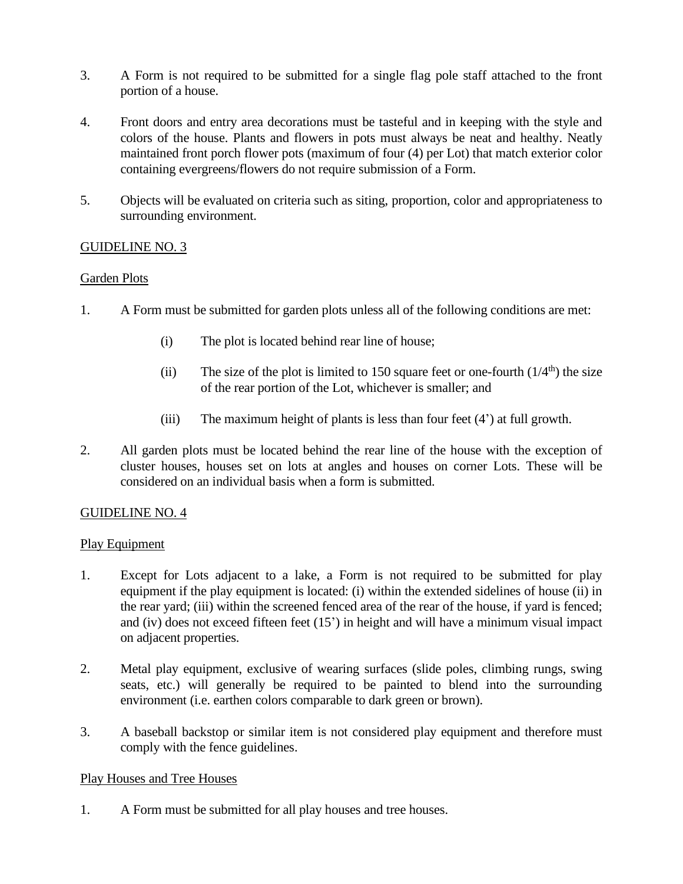3. A Form is not required to be submitted for a single flag pole staff attached to the front portion of a house.

4. Front doors and entry area decorations must be tasteful and in keeping with the style and colors of the house. Plants and flowers in pots must always be neat and healthy. Neatly maintained front porch flower pots (maximum of four (4) per Lot) that match exterior color containing evergreens/flowers do not require submission of a Form.

5. Objects will be evaluated on criteria such as siting, proportion, color and appropriateness to surrounding environment.

<u>GUIDELINE NO. 3</u>

<u>Garden Plots</u>

1. A Form must be submitted for garden plots unless all of the following conditions are met:

   (i) The plot is located behind rear line of house;

   (ii) The size of the plot is limited to 150 square feet or one-fourth (1/4th) the size of the rear portion of the Lot, whichever is smaller; and

   (iii) The maximum height of plants is less than four feet (4') at full growth.

2. All garden plots must be located behind the rear line of the house with the exception of cluster houses, houses set on lots at angles and houses on corner Lots. These will be considered on an individual basis when a form is submitted.

<u>GUIDELINE NO. 4</u>

<u>Play Equipment</u>

1. Except for Lots adjacent to a lake, a Form is not required to be submitted for play equipment if the play equipment is located: (i) within the extended sidelines of house (ii) in the rear yard; (iii) within the screened fenced area of the rear of the house, if yard is fenced; and (iv) does not exceed fifteen feet (15') in height and will have a minimum visual impact on adjacent properties.

2. Metal play equipment, exclusive of wearing surfaces (slide poles, climbing rungs, swing seats, etc.) will generally be required to be painted to blend into the surrounding environment (i.e. earthen colors comparable to dark green or brown).

3. A baseball backstop or similar item is not considered play equipment and therefore must comply with the fence guidelines.

<u>Play Houses and Tree Houses</u>

1. A Form must be submitted for all play houses and tree houses.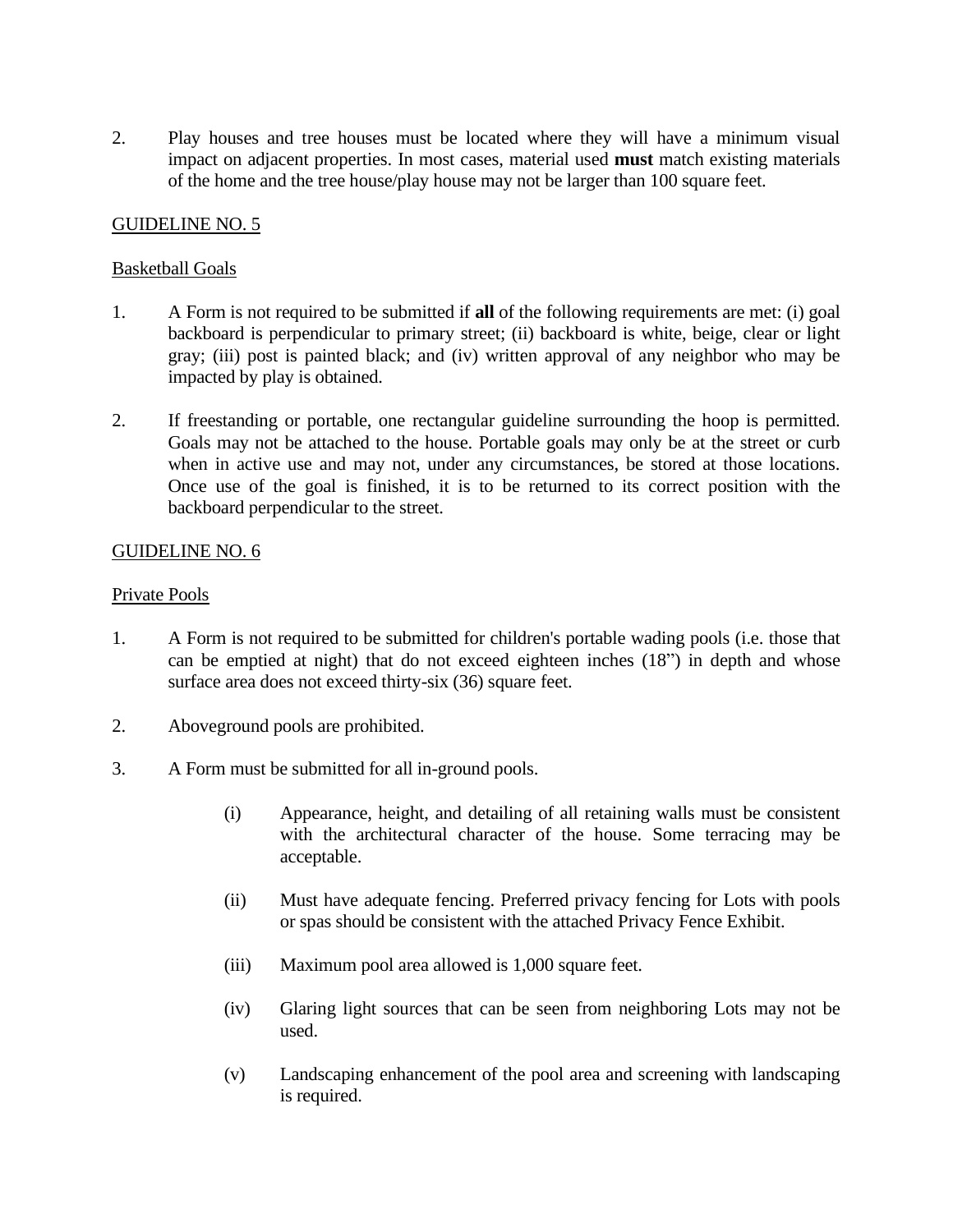2. Play houses and tree houses must be located where they will have a minimum visual impact on adjacent properties. In most cases, material used **must** match existing materials of the home and the tree house/play house may not be larger than 100 square feet.

## GUIDELINE NO. 5

### Basketball Goals

1. A Form is not required to be submitted if **all** of the following requirements are met: (i) goal backboard is perpendicular to primary street; (ii) backboard is white, beige, clear or light gray; (iii) post is painted black; and (iv) written approval of any neighbor who may be impacted by play is obtained.

2. If freestanding or portable, one rectangular guideline surrounding the hoop is permitted. Goals may not be attached to the house. Portable goals may only be at the street or curb when in active use and may not, under any circumstances, be stored at those locations. Once use of the goal is finished, it is to be returned to its correct position with the backboard perpendicular to the street.

## GUIDELINE NO. 6

### Private Pools

1. A Form is not required to be submitted for children's portable wading pools (i.e. those that can be emptied at night) that do not exceed eighteen inches (18") in depth and whose surface area does not exceed thirty-six (36) square feet.

2. Aboveground pools are prohibited.

3. A Form must be submitted for all in-ground pools.

   (i) Appearance, height, and detailing of all retaining walls must be consistent with the architectural character of the house. Some terracing may be acceptable.

   (ii) Must have adequate fencing. Preferred privacy fencing for Lots with pools or spas should be consistent with the attached Privacy Fence Exhibit.

   (iii) Maximum pool area allowed is 1,000 square feet.

   (iv) Glaring light sources that can be seen from neighboring Lots may not be used.

   (v) Landscaping enhancement of the pool area and screening with landscaping is required.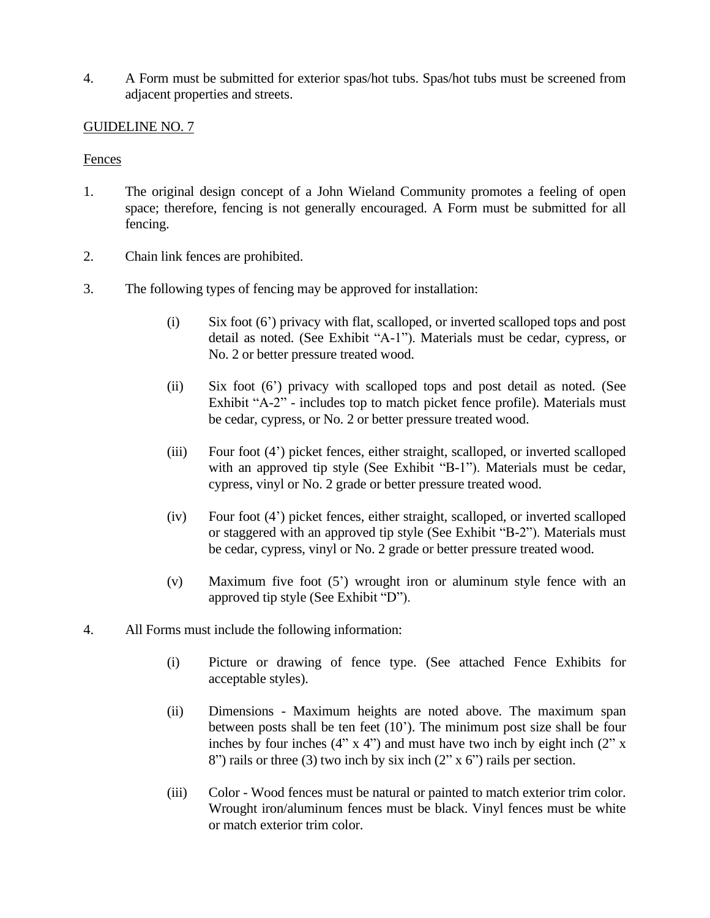4. A Form must be submitted for exterior spas/hot tubs. Spas/hot tubs must be screened from adjacent properties and streets.

GUIDELINE NO. 7

Fences

1. The original design concept of a John Wieland Community promotes a feeling of open space; therefore, fencing is not generally encouraged. A Form must be submitted for all fencing.

2. Chain link fences are prohibited.

3. The following types of fencing may be approved for installation:

   (i) Six foot (6') privacy with flat, scalloped, or inverted scalloped tops and post detail as noted. (See Exhibit "A-1"). Materials must be cedar, cypress, or No. 2 or better pressure treated wood.

   (ii) Six foot (6') privacy with scalloped tops and post detail as noted. (See Exhibit "A-2" - includes top to match picket fence profile). Materials must be cedar, cypress, or No. 2 or better pressure treated wood.

   (iii) Four foot (4') picket fences, either straight, scalloped, or inverted scalloped with an approved tip style (See Exhibit "B-1"). Materials must be cedar, cypress, vinyl or No. 2 grade or better pressure treated wood.

   (iv) Four foot (4') picket fences, either straight, scalloped, or inverted scalloped or staggered with an approved tip style (See Exhibit "B-2"). Materials must be cedar, cypress, vinyl or No. 2 grade or better pressure treated wood.

   (v) Maximum five foot (5') wrought iron or aluminum style fence with an approved tip style (See Exhibit "D").

4. All Forms must include the following information:

   (i) Picture or drawing of fence type. (See attached Fence Exhibits for acceptable styles).

   (ii) Dimensions - Maximum heights are noted above. The maximum span between posts shall be ten feet (10'). The minimum post size shall be four inches by four inches (4" x 4") and must have two inch by eight inch (2" x 8") rails or three (3) two inch by six inch (2" x 6") rails per section.

   (iii) Color - Wood fences must be natural or painted to match exterior trim color. Wrought iron/aluminum fences must be black. Vinyl fences must be white or match exterior trim color.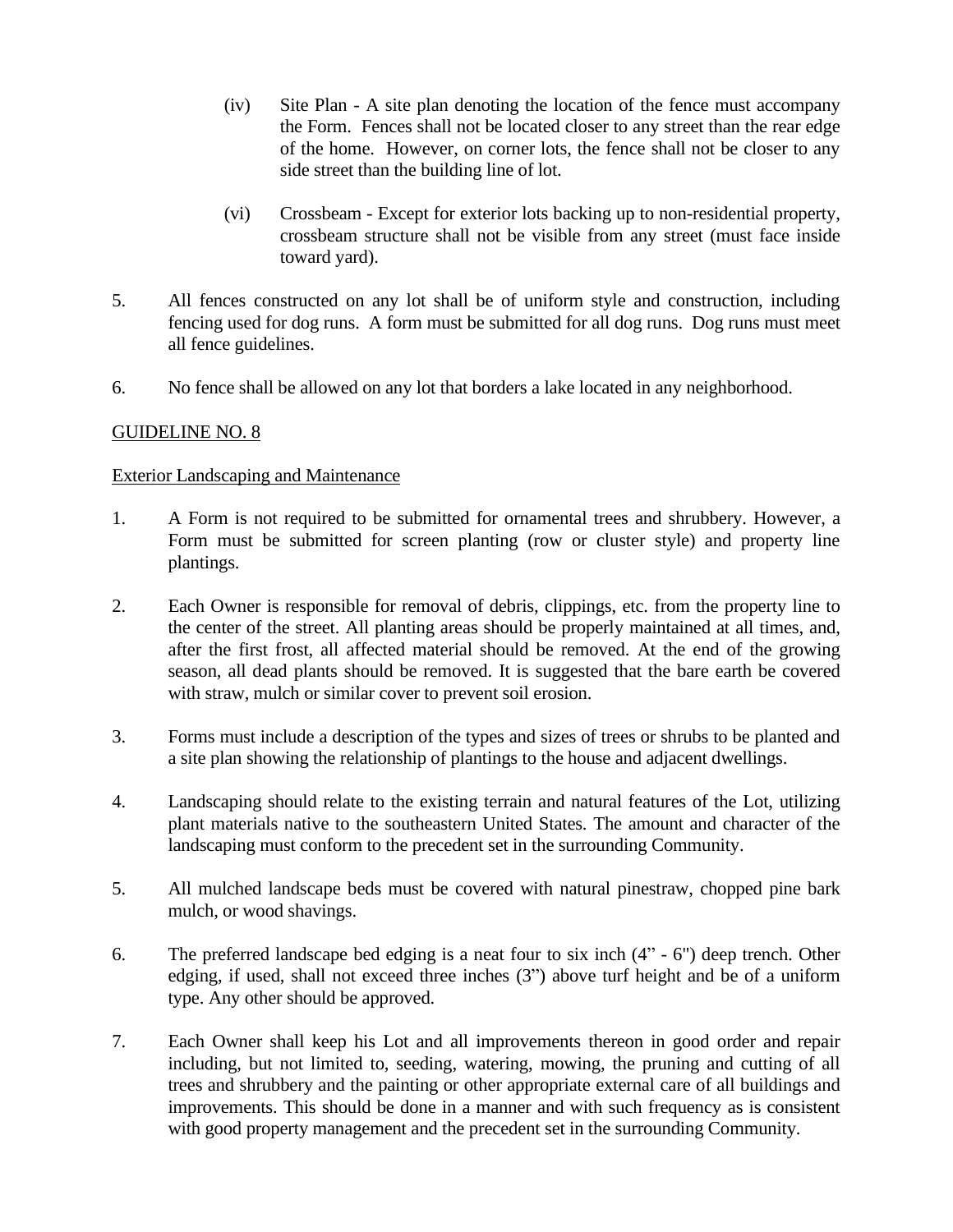(iv) Site Plan - A site plan denoting the location of the fence must accompany the Form. Fences shall not be located closer to any street than the rear edge of the home. However, on corner lots, the fence shall not be closer to any side street than the building line of lot.

(vi) Crossbeam - Except for exterior lots backing up to non-residential property, crossbeam structure shall not be visible from any street (must face inside toward yard).

5. All fences constructed on any lot shall be of uniform style and construction, including fencing used for dog runs. A form must be submitted for all dog runs. Dog runs must meet all fence guidelines.

6. No fence shall be allowed on any lot that borders a lake located in any neighborhood.

<u>GUIDELINE NO. 8</u>

<u>Exterior Landscaping and Maintenance</u>

1. A Form is not required to be submitted for ornamental trees and shrubbery. However, a Form must be submitted for screen planting (row or cluster style) and property line plantings.

2. Each Owner is responsible for removal of debris, clippings, etc. from the property line to the center of the street. All planting areas should be properly maintained at all times, and, after the first frost, all affected material should be removed. At the end of the growing season, all dead plants should be removed. It is suggested that the bare earth be covered with straw, mulch or similar cover to prevent soil erosion.

3. Forms must include a description of the types and sizes of trees or shrubs to be planted and a site plan showing the relationship of plantings to the house and adjacent dwellings.

4. Landscaping should relate to the existing terrain and natural features of the Lot, utilizing plant materials native to the southeastern United States. The amount and character of the landscaping must conform to the precedent set in the surrounding Community.

5. All mulched landscape beds must be covered with natural pinestraw, chopped pine bark mulch, or wood shavings.

6. The preferred landscape bed edging is a neat four to six inch (4" - 6") deep trench. Other edging, if used, shall not exceed three inches (3") above turf height and be of a uniform type. Any other should be approved.

7. Each Owner shall keep his Lot and all improvements thereon in good order and repair including, but not limited to, seeding, watering, mowing, the pruning and cutting of all trees and shrubbery and the painting or other appropriate external care of all buildings and improvements. This should be done in a manner and with such frequency as is consistent with good property management and the precedent set in the surrounding Community.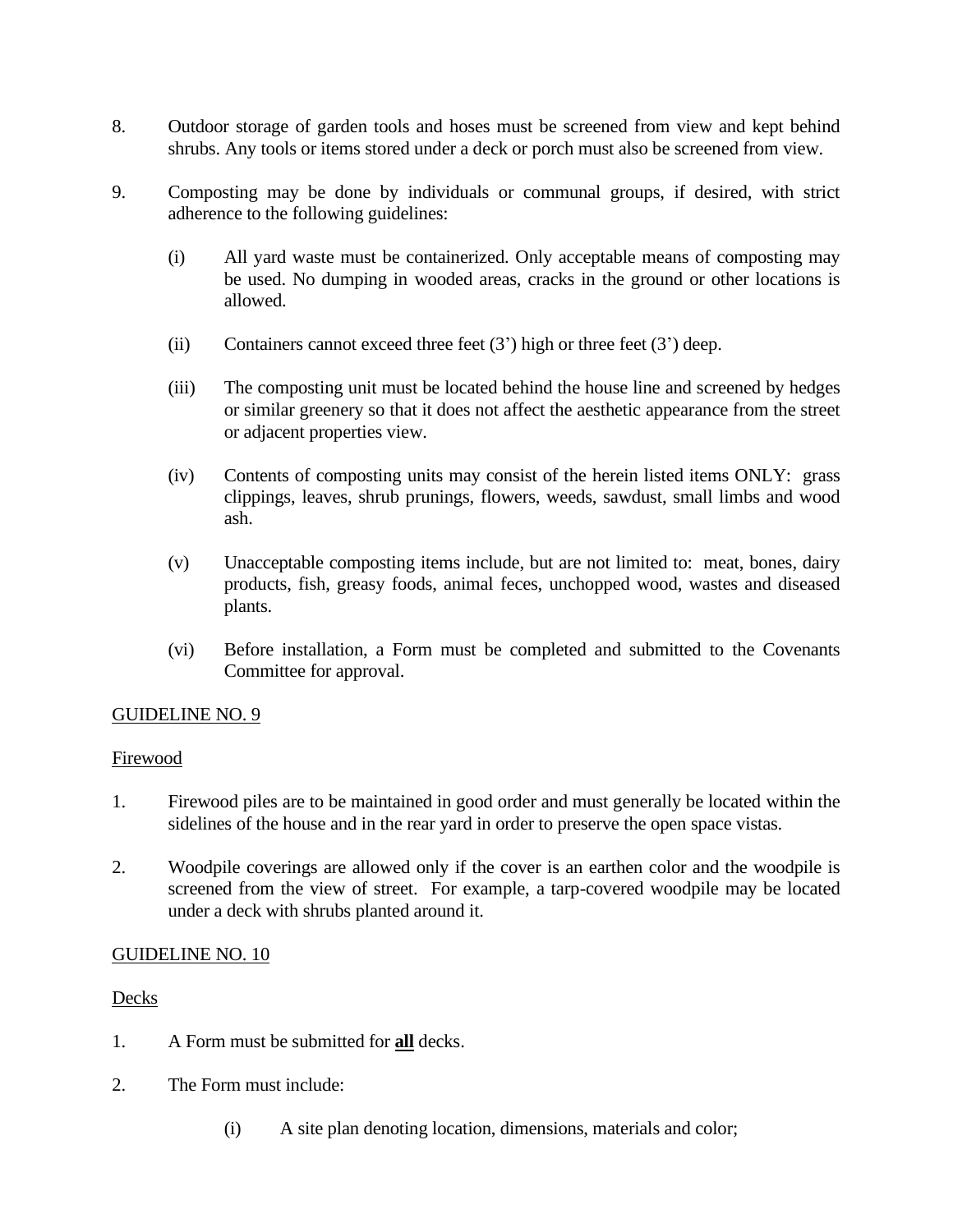8. Outdoor storage of garden tools and hoses must be screened from view and kept behind shrubs. Any tools or items stored under a deck or porch must also be screened from view.

9. Composting may be done by individuals or communal groups, if desired, with strict adherence to the following guidelines:

   (i) All yard waste must be containerized. Only acceptable means of composting may be used. No dumping in wooded areas, cracks in the ground or other locations is allowed.

   (ii) Containers cannot exceed three feet (3') high or three feet (3') deep.

   (iii) The composting unit must be located behind the house line and screened by hedges or similar greenery so that it does not affect the aesthetic appearance from the street or adjacent properties view.

   (iv) Contents of composting units may consist of the herein listed items ONLY: grass clippings, leaves, shrub prunings, flowers, weeds, sawdust, small limbs and wood ash.

   (v) Unacceptable composting items include, but are not limited to: meat, bones, dairy products, fish, greasy foods, animal feces, unchopped wood, wastes and diseased plants.

   (vi) Before installation, a Form must be completed and submitted to the Covenants Committee for approval.

## GUIDELINE NO. 9

### Firewood

1. Firewood piles are to be maintained in good order and must generally be located within the sidelines of the house and in the rear yard in order to preserve the open space vistas.

2. Woodpile coverings are allowed only if the cover is an earthen color and the woodpile is screened from the view of street. For example, a tarp-covered woodpile may be located under a deck with shrubs planted around it.

## GUIDELINE NO. 10

### Decks

1. A Form must be submitted for **all** decks.

2. The Form must include:

   (i) A site plan denoting location, dimensions, materials and color;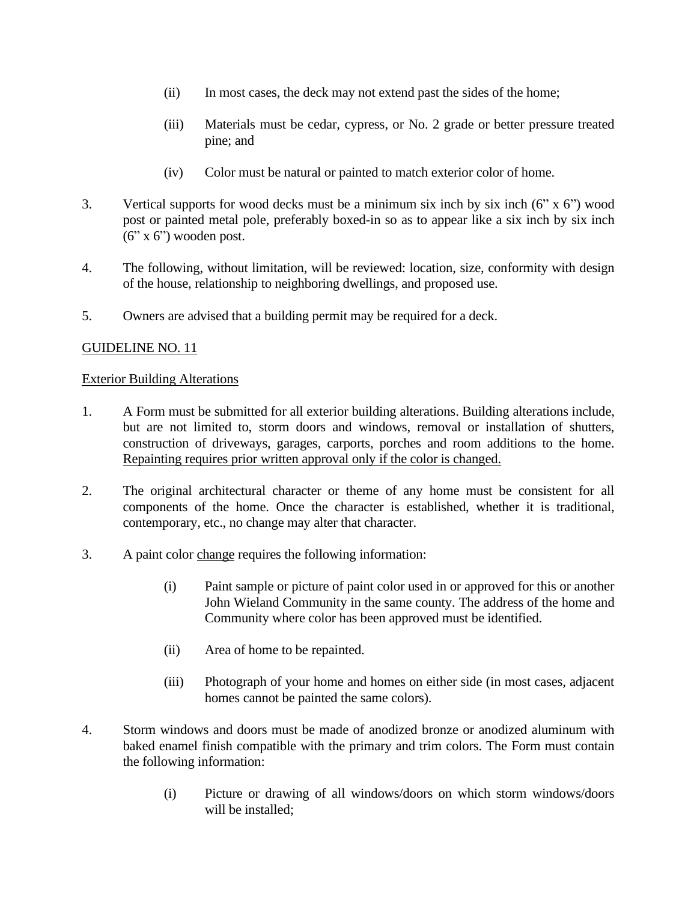(ii) In most cases, the deck may not extend past the sides of the home;

(iii) Materials must be cedar, cypress, or No. 2 grade or better pressure treated pine; and

(iv) Color must be natural or painted to match exterior color of home.

3. Vertical supports for wood decks must be a minimum six inch by six inch (6" x 6") wood post or painted metal pole, preferably boxed-in so as to appear like a six inch by six inch (6" x 6") wooden post.

4. The following, without limitation, will be reviewed: location, size, conformity with design of the house, relationship to neighboring dwellings, and proposed use.

5. Owners are advised that a building permit may be required for a deck.

<u>GUIDELINE NO. 11</u>

<u>Exterior Building Alterations</u>

1. A Form must be submitted for all exterior building alterations. Building alterations include, but are not limited to, storm doors and windows, removal or installation of shutters, construction of driveways, garages, carports, porches and room additions to the home. <u>Repainting requires prior written approval only if the color is changed.</u>

2. The original architectural character or theme of any home must be consistent for all components of the home. Once the character is established, whether it is traditional, contemporary, etc., no change may alter that character.

3. A paint color <u>change</u> requires the following information:

   (i) Paint sample or picture of paint color used in or approved for this or another John Wieland Community in the same county. The address of the home and Community where color has been approved must be identified.

   (ii) Area of home to be repainted.

   (iii) Photograph of your home and homes on either side (in most cases, adjacent homes cannot be painted the same colors).

4. Storm windows and doors must be made of anodized bronze or anodized aluminum with baked enamel finish compatible with the primary and trim colors. The Form must contain the following information:

   (i) Picture or drawing of all windows/doors on which storm windows/doors will be installed;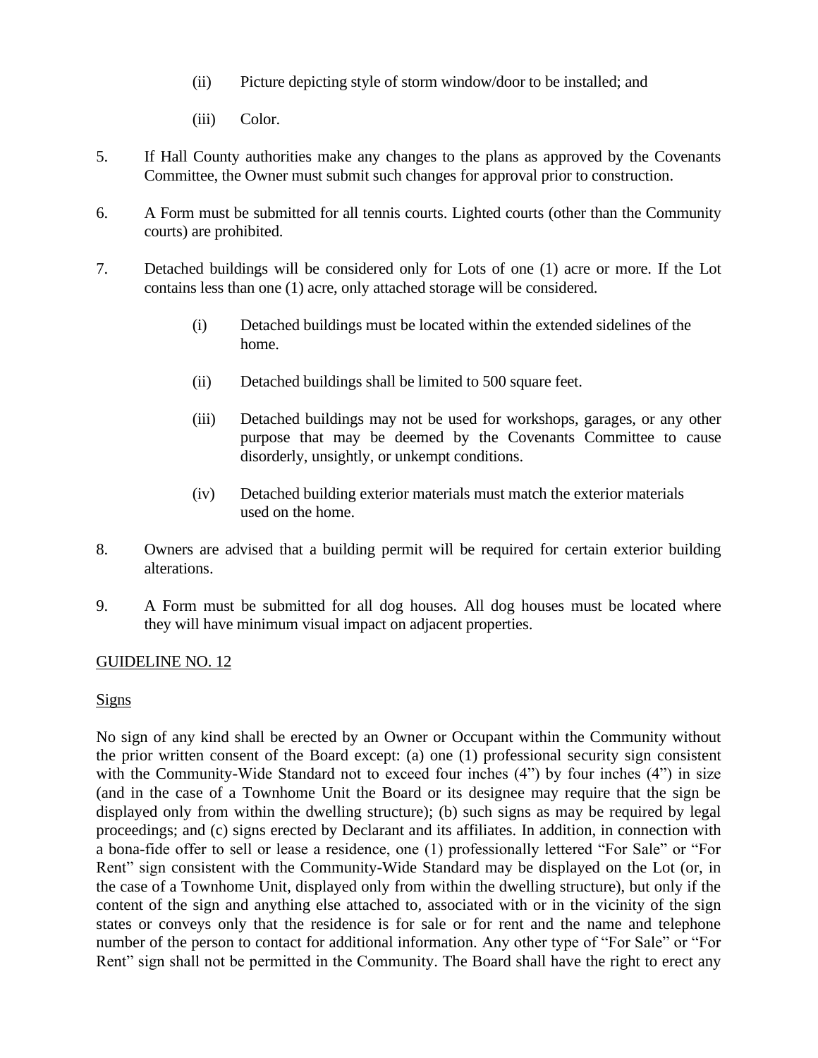(ii) Picture depicting style of storm window/door to be installed; and

(iii) Color.

5. If Hall County authorities make any changes to the plans as approved by the Covenants Committee, the Owner must submit such changes for approval prior to construction.

6. A Form must be submitted for all tennis courts. Lighted courts (other than the Community courts) are prohibited.

7. Detached buildings will be considered only for Lots of one (1) acre or more. If the Lot contains less than one (1) acre, only attached storage will be considered.

   (i) Detached buildings must be located within the extended sidelines of the home.

   (ii) Detached buildings shall be limited to 500 square feet.

   (iii) Detached buildings may not be used for workshops, garages, or any other purpose that may be deemed by the Covenants Committee to cause disorderly, unsightly, or unkempt conditions.

   (iv) Detached building exterior materials must match the exterior materials used on the home.

8. Owners are advised that a building permit will be required for certain exterior building alterations.

9. A Form must be submitted for all dog houses. All dog houses must be located where they will have minimum visual impact on adjacent properties.

<u>GUIDELINE NO. 12</u>

<u>Signs</u>

No sign of any kind shall be erected by an Owner or Occupant within the Community without the prior written consent of the Board except: (a) one (1) professional security sign consistent with the Community-Wide Standard not to exceed four inches (4") by four inches (4") in size (and in the case of a Townhome Unit the Board or its designee may require that the sign be displayed only from within the dwelling structure); (b) such signs as may be required by legal proceedings; and (c) signs erected by Declarant and its affiliates. In addition, in connection with a bona-fide offer to sell or lease a residence, one (1) professionally lettered "For Sale" or "For Rent" sign consistent with the Community-Wide Standard may be displayed on the Lot (or, in the case of a Townhome Unit, displayed only from within the dwelling structure), but only if the content of the sign and anything else attached to, associated with or in the vicinity of the sign states or conveys only that the residence is for sale or for rent and the name and telephone number of the person to contact for additional information. Any other type of "For Sale" or "For Rent" sign shall not be permitted in the Community. The Board shall have the right to erect any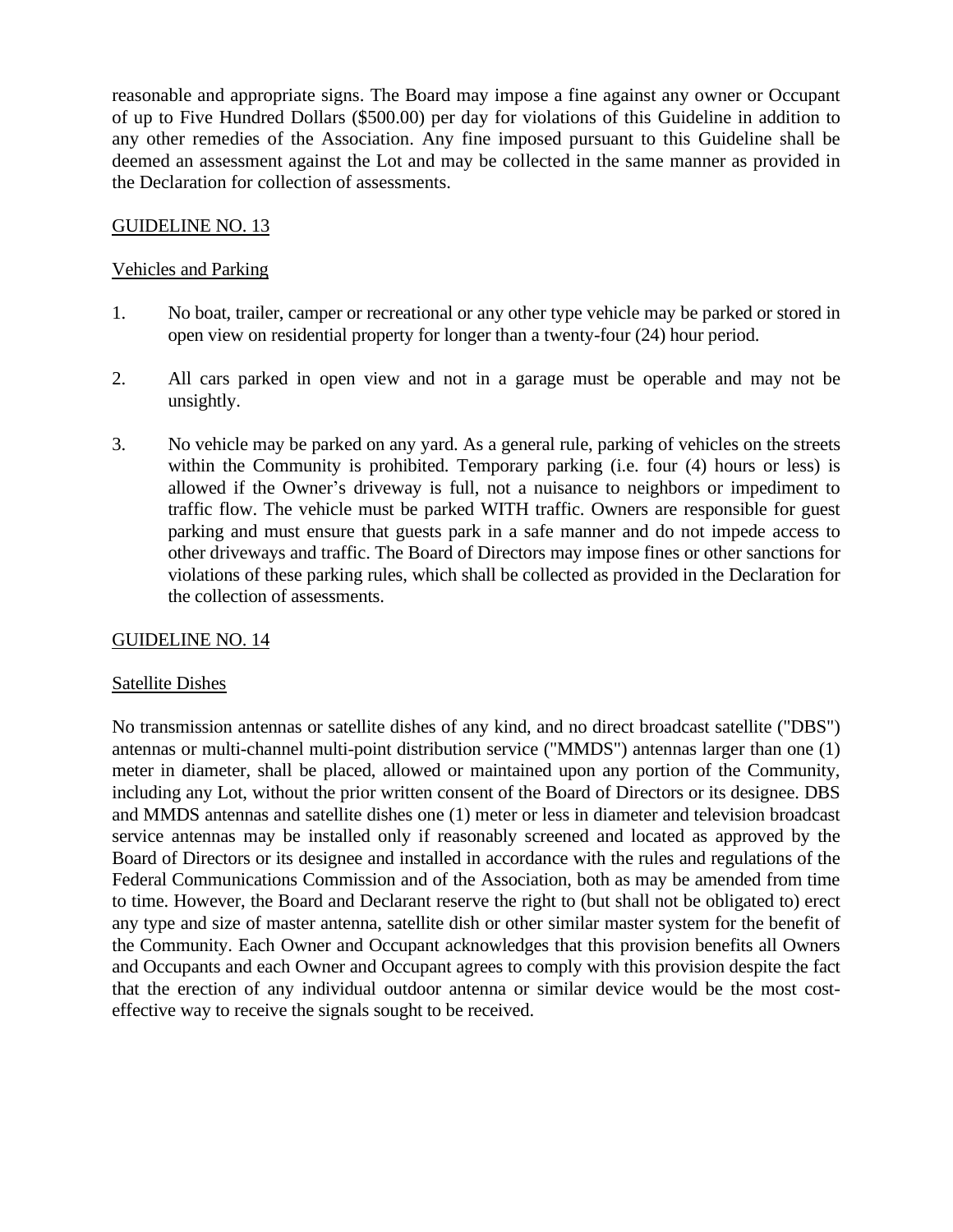reasonable and appropriate signs. The Board may impose a fine against any owner or Occupant of up to Five Hundred Dollars ($500.00) per day for violations of this Guideline in addition to any other remedies of the Association. Any fine imposed pursuant to this Guideline shall be deemed an assessment against the Lot and may be collected in the same manner as provided in the Declaration for collection of assessments.

## GUIDELINE NO. 13

### Vehicles and Parking

1. No boat, trailer, camper or recreational or any other type vehicle may be parked or stored in open view on residential property for longer than a twenty-four (24) hour period.

2. All cars parked in open view and not in a garage must be operable and may not be unsightly.

3. No vehicle may be parked on any yard. As a general rule, parking of vehicles on the streets within the Community is prohibited. Temporary parking (i.e. four (4) hours or less) is allowed if the Owner's driveway is full, not a nuisance to neighbors or impediment to traffic flow. The vehicle must be parked WITH traffic. Owners are responsible for guest parking and must ensure that guests park in a safe manner and do not impede access to other driveways and traffic. The Board of Directors may impose fines or other sanctions for violations of these parking rules, which shall be collected as provided in the Declaration for the collection of assessments.

## GUIDELINE NO. 14

### Satellite Dishes

No transmission antennas or satellite dishes of any kind, and no direct broadcast satellite ("DBS") antennas or multi-channel multi-point distribution service ("MMDS") antennas larger than one (1) meter in diameter, shall be placed, allowed or maintained upon any portion of the Community, including any Lot, without the prior written consent of the Board of Directors or its designee. DBS and MMDS antennas and satellite dishes one (1) meter or less in diameter and television broadcast service antennas may be installed only if reasonably screened and located as approved by the Board of Directors or its designee and installed in accordance with the rules and regulations of the Federal Communications Commission and of the Association, both as may be amended from time to time. However, the Board and Declarant reserve the right to (but shall not be obligated to) erect any type and size of master antenna, satellite dish or other similar master system for the benefit of the Community. Each Owner and Occupant acknowledges that this provision benefits all Owners and Occupants and each Owner and Occupant agrees to comply with this provision despite the fact that the erection of any individual outdoor antenna or similar device would be the most cost-effective way to receive the signals sought to be received.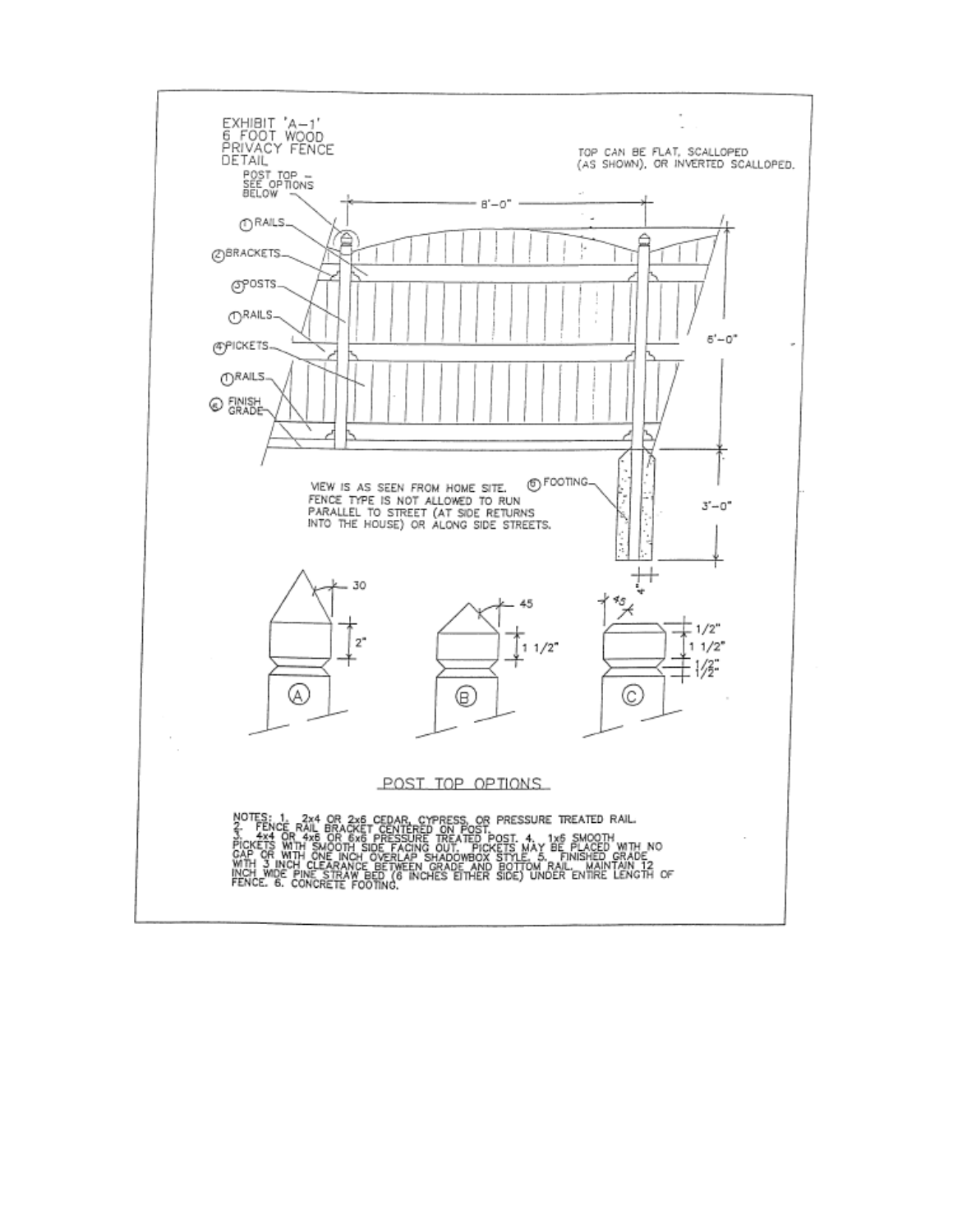EXHIBIT 'A-1'
6 FOOT WOOD
PRIVACY FENCE
DETAIL

TOP CAN BE FLAT, SCALLOPED (AS SHOWN), OR INVERTED SCALLOPED.

POST TOP – SEE OPTIONS BELOW

8'-0"

① RAILS

② BRACKETS

③ POSTS

① RAILS

④ PICKETS

① RAILS

⑤ FINISH GRADE

6'-0"

VIEW IS AS SEEN FROM HOME SITE. FENCE TYPE IS NOT ALLOWED TO RUN PARALLEL TO STREET (AT SIDE RETURNS INTO THE HOUSE) OR ALONG SIDE STREETS.

⑥ FOOTING

3'-0"

4"

30

2"

45

1 1/2"

45

1/2"

1 1/2"

1/2"

1/2"

Ⓐ Ⓑ Ⓒ

POST TOP OPTIONS

NOTES: 1. 2x4 OR 2x6 CEDAR, CYPRESS, OR PRESSURE TREATED RAIL. 2. FENCE RAIL BRACKET CENTERED ON POST. 3. 4x4 OR 4x6 OR 6x6 PRESSURE TREATED POST. 4. 1x6 SMOOTH PICKETS WITH SMOOTH SIDE FACING OUT. PICKETS MAY BE PLACED WITH NO GAP OR WITH ONE INCH OVERLAP SHADOWBOX STYLE. 5. FINISHED GRADE WITH 3 INCH CLEARANCE BETWEEN GRADE AND BOTTOM RAIL. MAINTAIN 12 INCH WIDE PINE STRAW BED (6 INCHES EITHER SIDE) UNDER ENTIRE LENGTH OF FENCE. 6. CONCRETE FOOTING.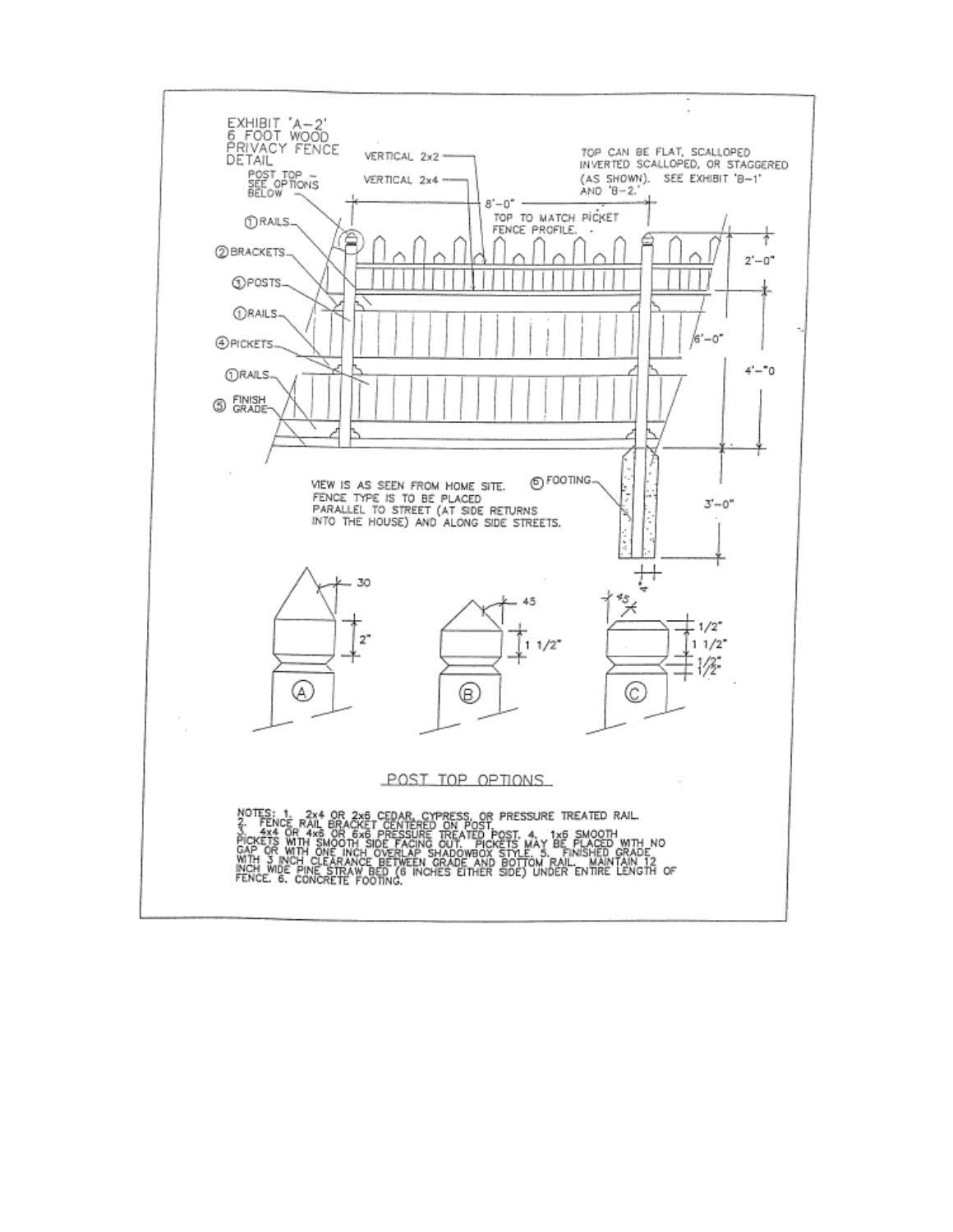EXHIBIT 'A-2'
6 FOOT WOOD
PRIVACY FENCE
DETAIL

POST TOP – SEE OPTIONS BELOW

VERTICAL 2x2

VERTICAL 2x4

TOP CAN BE FLAT, SCALLOPED INVERTED SCALLOPED, OR STAGGERED (AS SHOWN). SEE EXHIBIT 'B-1' AND 'B-2.'

8'-0"

TOP TO MATCH PICKET FENCE PROFILE.

① RAILS

② BRACKETS

③ POSTS

① RAILS

④ PICKETS

① RAILS

⑤ FINISH GRADE

2'-0"

6'-0"

4'-"0

VIEW IS AS SEEN FROM HOME SITE. FENCE TYPE IS TO BE PLACED PARALLEL TO STREET (AT SIDE RETURNS INTO THE HOUSE) AND ALONG SIDE STREETS.

⑥ FOOTING

3'-0"

4"

30

2"

45

1 1/2"

45

1/2"

1 1/2"

1/2"

1/2"

A

B

C

POST TOP OPTIONS

NOTES: 1. 2x4 OR 2x6 CEDAR, CYPRESS, OR PRESSURE TREATED RAIL. 2. FENCE RAIL BRACKET CENTERED ON POST. 3. 4x4 OR 4x6 OR 6x6 PRESSURE TREATED POST. 4. 1x6 SMOOTH PICKETS WITH SMOOTH SIDE FACING OUT. PICKETS MAY BE PLACED WITH NO GAP OR WITH ONE INCH OVERLAP SHADOWBOX STYLE. 5. FINISHED GRADE WITH 3 INCH CLEARANCE BETWEEN GRADE AND BOTTOM RAIL. MAINTAIN 12 INCH WIDE PINE STRAW BED (6 INCHES EITHER SIDE) UNDER ENTIRE LENGTH OF FENCE. 6. CONCRETE FOOTING.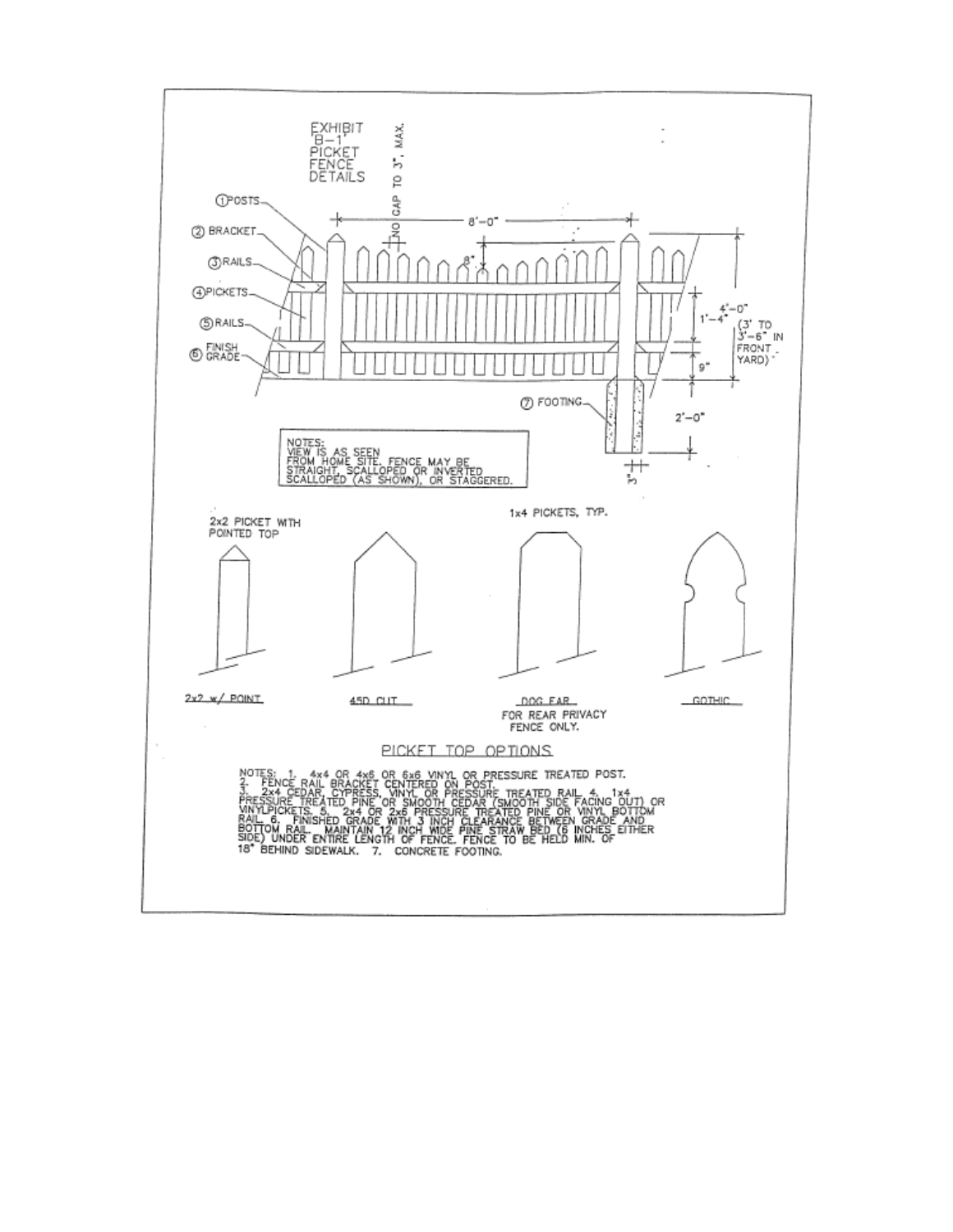EXHIBIT B-1 PICKET FENCE DETAILS

① POSTS

② BRACKET

③ RAILS

④ PICKETS

⑤ RAILS

⑥ FINISH GRADE

⑦ FOOTING

NO GAP TO 3", MAX.

8'-0"

8"

1'-4"

9"

4'-0" (3' TO 3'-6" IN FRONT YARD)

2'-0"

3"

NOTES:
VIEW IS AS SEEN FROM HOME SITE. FENCE MAY BE STRAIGHT, SCALLOPED OR INVERTED SCALLOPED (AS SHOWN), OR STAGGERED.

2x2 PICKET WITH POINTED TOP

1x4 PICKETS, TYP.

2x2 w/ POINT

45D CUT

DOG EAR
FOR REAR PRIVACY FENCE ONLY.

GOTHIC

PICKET TOP OPTIONS

NOTES: 1. 4x4 OR 4x6 OR 6x6 VINYL OR PRESSURE TREATED POST. 2. FENCE RAIL BRACKET CENTERED ON POST. 3. 2x4 CEDAR, CYPRESS, VINYL OR PRESSURE TREATED RAIL. 4. 1x4 PRESSURE TREATED PINE OR SMOOTH CEDAR (SMOOTH SIDE FACING OUT) OR VINYLPICKETS. 5. 2x4 OR 2x6 PRESSURE TREATED PINE OR VINYL BOTTOM RAIL. 6. FINISHED GRADE WITH 3 INCH CLEARANCE BETWEEN GRADE AND BOTTOM RAIL. MAINTAIN 12 INCH WIDE PINE STRAW BED (6 INCHES EITHER SIDE) UNDER ENTIRE LENGTH OF FENCE. FENCE TO BE HELD MIN. OF 18" BEHIND SIDEWALK. 7. CONCRETE FOOTING.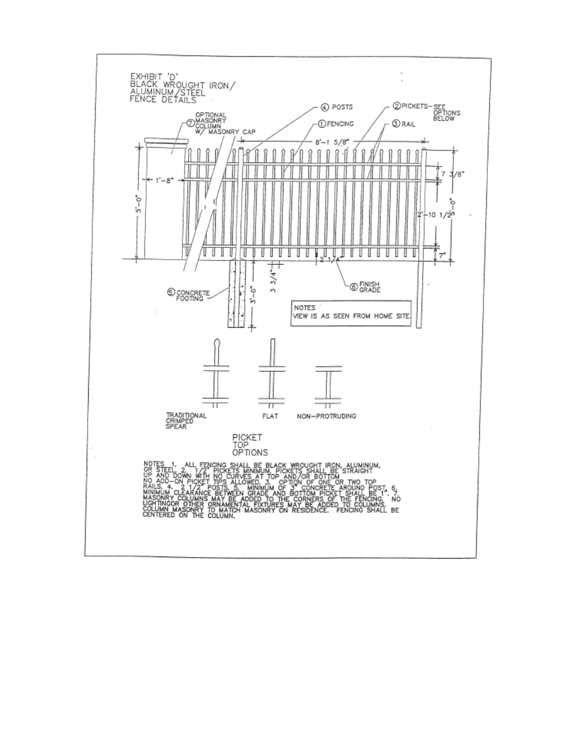EXHIBIT 'D'
BLACK WROUGHT IRON/
ALUMINUM/STEEL
FENCE DETAILS

④ POSTS
② PICKETS—SEE OPTIONS BELOW
⑦ OPTIONAL MASONRY COLUMN W/ MASONRY CAP
① FENCING
③ RAIL
8'-1 5/8"
1'-8"
5'-0"
7 3/8"
2'-10 1/2"
5'-0"
7"
2 1/4"
3 3/4"
3'-0"
⑤ CONCRETE FOOTING
⑥ FINISH GRADE

NOTES
VIEW IS AS SEEN FROM HOME SITE.

TRADITIONAL CRIMPED SPEAR
FLAT
NON-PROTRUDING

PICKET TOP OPTIONS

NOTES 1. ALL FENCING SHALL BE BLACK WROUGHT IRON, ALUMINUM, OR STEEL. 2. 1/2" PICKETS MINIMUM. PICKETS SHALL BE STRAIGHT UP AND DOWN WITH NO CURVES AT TOP AND/OR BOTTOM NO ADD-ON PICKET TIPS ALLOWED. 3. OPTION OF ONE OR TWO TOP RAILS. 4. 2 1/2" POSTS. 5. MINIMUM OF 3" CONCRETE AROUND POST. 6. MINIMUM CLEARANCE BETWEEN GRADE AND BOTTOM PICKET SHALL BE 1". 7. MASONRY COLUMNS MAY BE ADDED TO THE CORNERS OF THE FENCING. NO LIGHTINGOR OTHER ORNAMENTAL FIXTURES MAY BE ADDED TO COLUMNS. COLUMN MASONRY TO MATCH MASONRY ON RESIDENCE. FENCING SHALL BE CENTERED ON THE COLUMN.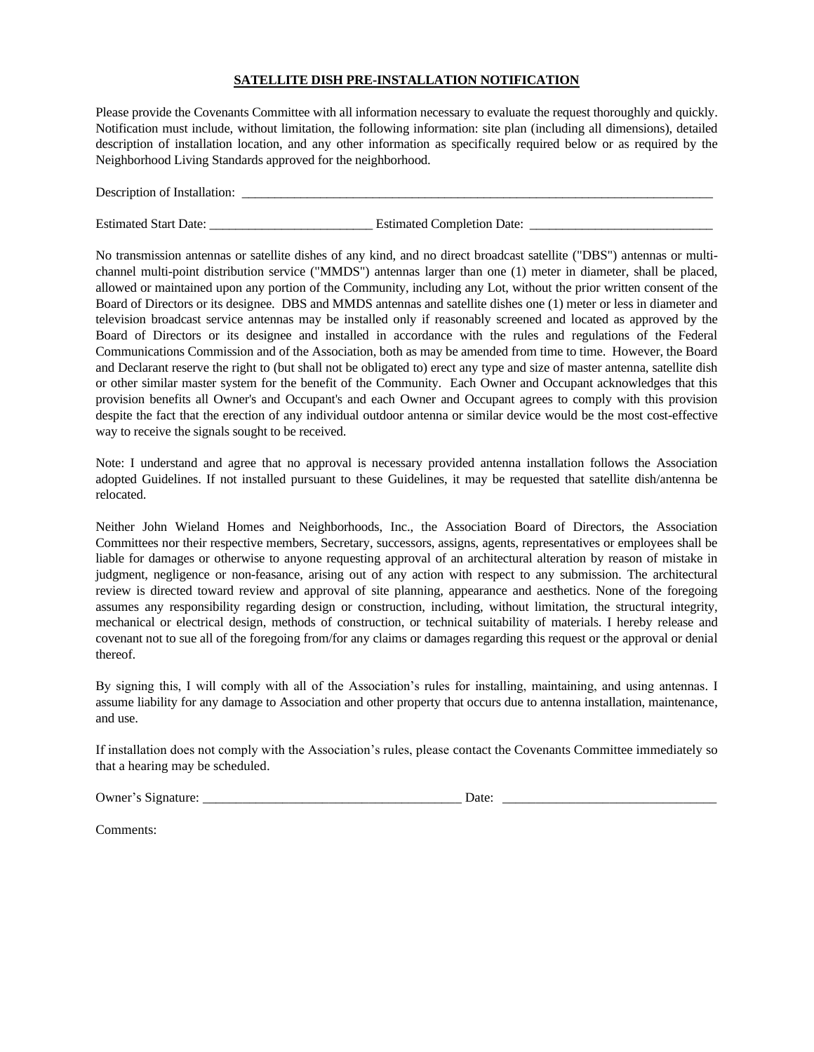**SATELLITE DISH PRE-INSTALLATION NOTIFICATION**

Please provide the Covenants Committee with all information necessary to evaluate the request thoroughly and quickly. Notification must include, without limitation, the following information: site plan (including all dimensions), detailed description of installation location, and any other information as specifically required below or as required by the Neighborhood Living Standards approved for the neighborhood.

Description of Installation: ___________________________________________________________________________

Estimated Start Date: _________________________ Estimated Completion Date: ____________________________

No transmission antennas or satellite dishes of any kind, and no direct broadcast satellite ("DBS") antennas or multi-channel multi-point distribution service ("MMDS") antennas larger than one (1) meter in diameter, shall be placed, allowed or maintained upon any portion of the Community, including any Lot, without the prior written consent of the Board of Directors or its designee. DBS and MMDS antennas and satellite dishes one (1) meter or less in diameter and television broadcast service antennas may be installed only if reasonably screened and located as approved by the Board of Directors or its designee and installed in accordance with the rules and regulations of the Federal Communications Commission and of the Association, both as may be amended from time to time. However, the Board and Declarant reserve the right to (but shall not be obligated to) erect any type and size of master antenna, satellite dish or other similar master system for the benefit of the Community. Each Owner and Occupant acknowledges that this provision benefits all Owner's and Occupant's and each Owner and Occupant agrees to comply with this provision despite the fact that the erection of any individual outdoor antenna or similar device would be the most cost-effective way to receive the signals sought to be received.

Note: I understand and agree that no approval is necessary provided antenna installation follows the Association adopted Guidelines. If not installed pursuant to these Guidelines, it may be requested that satellite dish/antenna be relocated.

Neither John Wieland Homes and Neighborhoods, Inc., the Association Board of Directors, the Association Committees nor their respective members, Secretary, successors, assigns, agents, representatives or employees shall be liable for damages or otherwise to anyone requesting approval of an architectural alteration by reason of mistake in judgment, negligence or non-feasance, arising out of any action with respect to any submission. The architectural review is directed toward review and approval of site planning, appearance and aesthetics. None of the foregoing assumes any responsibility regarding design or construction, including, without limitation, the structural integrity, mechanical or electrical design, methods of construction, or technical suitability of materials. I hereby release and covenant not to sue all of the foregoing from/for any claims or damages regarding this request or the approval or denial thereof.

By signing this, I will comply with all of the Association's rules for installing, maintaining, and using antennas. I assume liability for any damage to Association and other property that occurs due to antenna installation, maintenance, and use.

If installation does not comply with the Association's rules, please contact the Covenants Committee immediately so that a hearing may be scheduled.

Owner's Signature: _______________________________________ Date: ________________________________

Comments: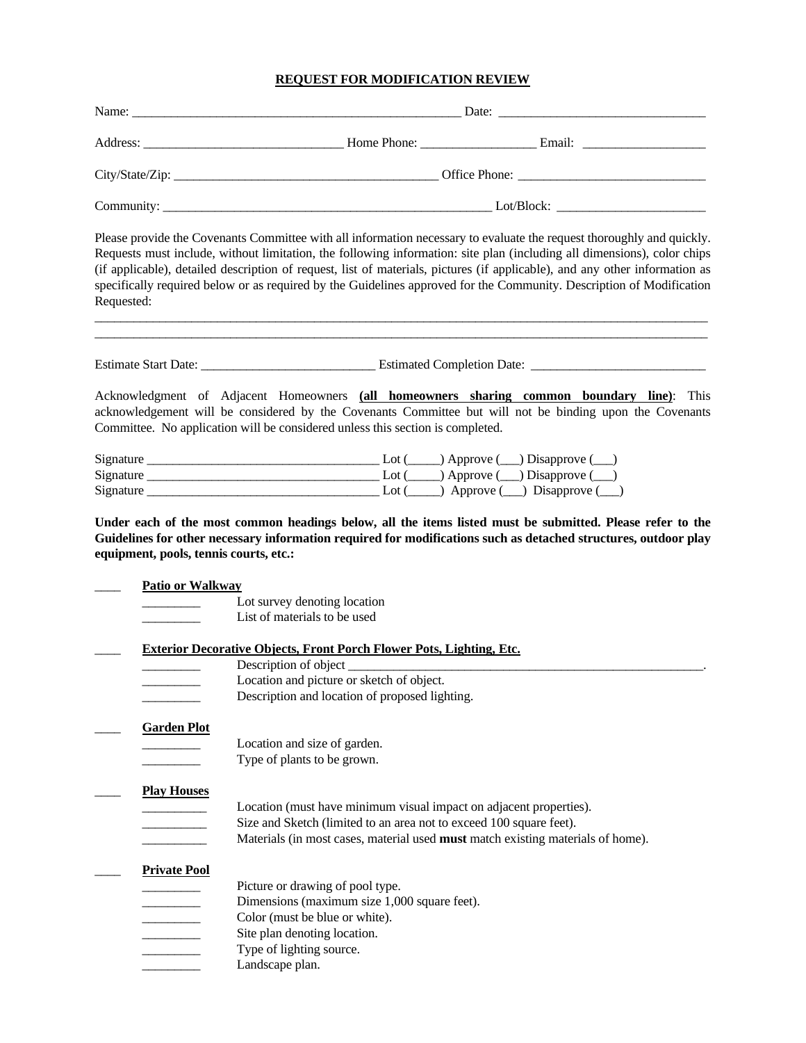**REQUEST FOR MODIFICATION REVIEW**

Name: ______________________________________________________ Date: _________________________________

Address: _______________________________ Home Phone: __________________ Email: ___________________

City/State/Zip: __________________________________________ Office Phone: _____________________________

Community: ______________________________________________________ Lot/Block: _______________________

Please provide the Covenants Committee with all information necessary to evaluate the request thoroughly and quickly. Requests must include, without limitation, the following information: site plan (including all dimensions), color chips (if applicable), detailed description of request, list of materials, pictures (if applicable), and any other information as specifically required below or as required by the Guidelines approved for the Community. Description of Modification Requested:

_____________________________________________________________________________________________________

_____________________________________________________________________________________________________

Estimate Start Date: ___________________________ Estimated Completion Date: ___________________________

Acknowledgment of Adjacent Homeowners **(all homeowners sharing common boundary line)**: This acknowledgement will be considered by the Covenants Committee but will not be binding upon the Covenants Committee. No application will be considered unless this section is completed.

Signature ____________________________________ Lot (_____) Approve (___) Disapprove (___)
Signature ____________________________________ Lot (_____) Approve (___) Disapprove (___)
Signature ____________________________________ Lot (_____) Approve (___) Disapprove (___)

**Under each of the most common headings below, all the items listed must be submitted. Please refer to the Guidelines for other necessary information required for modifications such as detached structures, outdoor play equipment, pools, tennis courts, etc.:**

____ **Patio or Walkway**
- _________ Lot survey denoting location
- _________ List of materials to be used

____ **Exterior Decorative Objects, Front Porch Flower Pots, Lighting, Etc.**
- _________ Description of object ___________________________________________________________.
- _________ Location and picture or sketch of object.
- _________ Description and location of proposed lighting.

____ **Garden Plot**
- _________ Location and size of garden.
- _________ Type of plants to be grown.

____ **Play Houses**
- __________ Location (must have minimum visual impact on adjacent properties).
- __________ Size and Sketch (limited to an area not to exceed 100 square feet).
- __________ Materials (in most cases, material used **must** match existing materials of home).

____ **Private Pool**
- _________ Picture or drawing of pool type.
- _________ Dimensions (maximum size 1,000 square feet).
- _________ Color (must be blue or white).
- _________ Site plan denoting location.
- _________ Type of lighting source.
- _________ Landscape plan.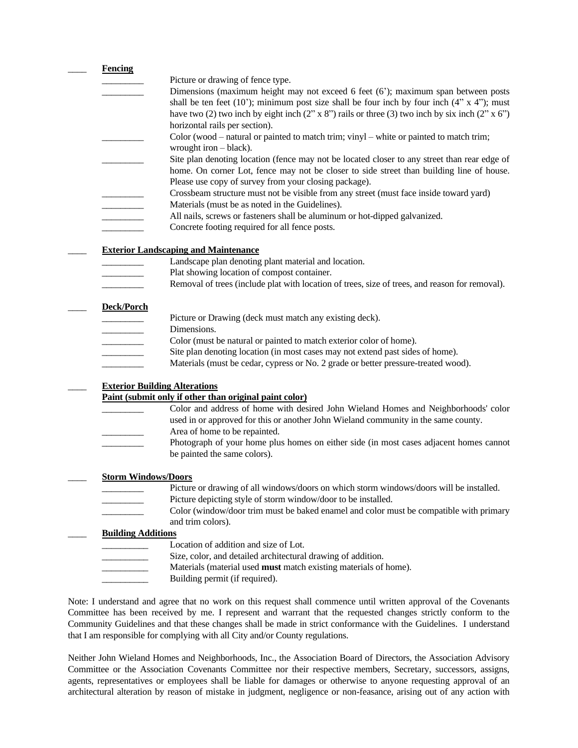____ **Fencing**

- _________ Picture or drawing of fence type.
- _________ Dimensions (maximum height may not exceed 6 feet (6'); maximum span between posts shall be ten feet (10'); minimum post size shall be four inch by four inch (4" x 4"); must have two (2) two inch by eight inch (2" x 8") rails or three (3) two inch by six inch (2" x 6") horizontal rails per section).
- _________ Color (wood – natural or painted to match trim; vinyl – white or painted to match trim; wrought iron – black).
- _________ Site plan denoting location (fence may not be located closer to any street than rear edge of home. On corner Lot, fence may not be closer to side street than building line of house. Please use copy of survey from your closing package).
- _________ Crossbeam structure must not be visible from any street (must face inside toward yard)
- _________ Materials (must be as noted in the Guidelines).
- _________ All nails, screws or fasteners shall be aluminum or hot-dipped galvanized.
- _________ Concrete footing required for all fence posts.

____ **Exterior Landscaping and Maintenance**

- _________ Landscape plan denoting plant material and location.
- _________ Plat showing location of compost container.
- _________ Removal of trees (include plat with location of trees, size of trees, and reason for removal).

____ **Deck/Porch**

- _________ Picture or Drawing (deck must match any existing deck).
- _________ Dimensions.
- _________ Color (must be natural or painted to match exterior color of home).
- _________ Site plan denoting location (in most cases may not extend past sides of home).
- _________ Materials (must be cedar, cypress or No. 2 grade or better pressure-treated wood).

____ **Exterior Building Alterations**

**Paint (submit only if other than original paint color)**

- _________ Color and address of home with desired John Wieland Homes and Neighborhoods' color used in or approved for this or another John Wieland community in the same county.
- _________ Area of home to be repainted.
- _________ Photograph of your home plus homes on either side (in most cases adjacent homes cannot be painted the same colors).

____ **Storm Windows/Doors**

- _________ Picture or drawing of all windows/doors on which storm windows/doors will be installed.
- _________ Picture depicting style of storm window/door to be installed.
- _________ Color (window/door trim must be baked enamel and color must be compatible with primary and trim colors).

____ **Building Additions**

- __________ Location of addition and size of Lot.
- __________ Size, color, and detailed architectural drawing of addition.
- __________ Materials (material used **must** match existing materials of home).
- __________ Building permit (if required).

Note: I understand and agree that no work on this request shall commence until written approval of the Covenants Committee has been received by me. I represent and warrant that the requested changes strictly conform to the Community Guidelines and that these changes shall be made in strict conformance with the Guidelines. I understand that I am responsible for complying with all City and/or County regulations.

Neither John Wieland Homes and Neighborhoods, Inc., the Association Board of Directors, the Association Advisory Committee or the Association Covenants Committee nor their respective members, Secretary, successors, assigns, agents, representatives or employees shall be liable for damages or otherwise to anyone requesting approval of an architectural alteration by reason of mistake in judgment, negligence or non-feasance, arising out of any action with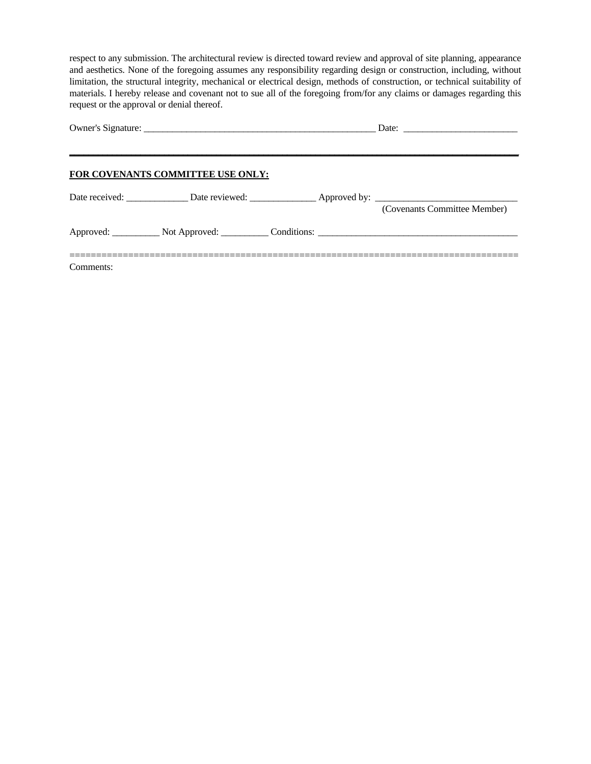respect to any submission. The architectural review is directed toward review and approval of site planning, appearance and aesthetics. None of the foregoing assumes any responsibility regarding design or construction, including, without limitation, the structural integrity, mechanical or electrical design, methods of construction, or technical suitability of materials. I hereby release and covenant not to sue all of the foregoing from/for any claims or damages regarding this request or the approval or denial thereof.

Owner's Signature: ___________________________________________________ Date: ________________________

---

**FOR COVENANTS COMMITTEE USE ONLY:**

Date received: _____________ Date reviewed: ______________ Approved by: ______________________________
(Covenants Committee Member)

Approved: __________ Not Approved: __________ Conditions: ___________________________________________

==================================================================================

Comments: